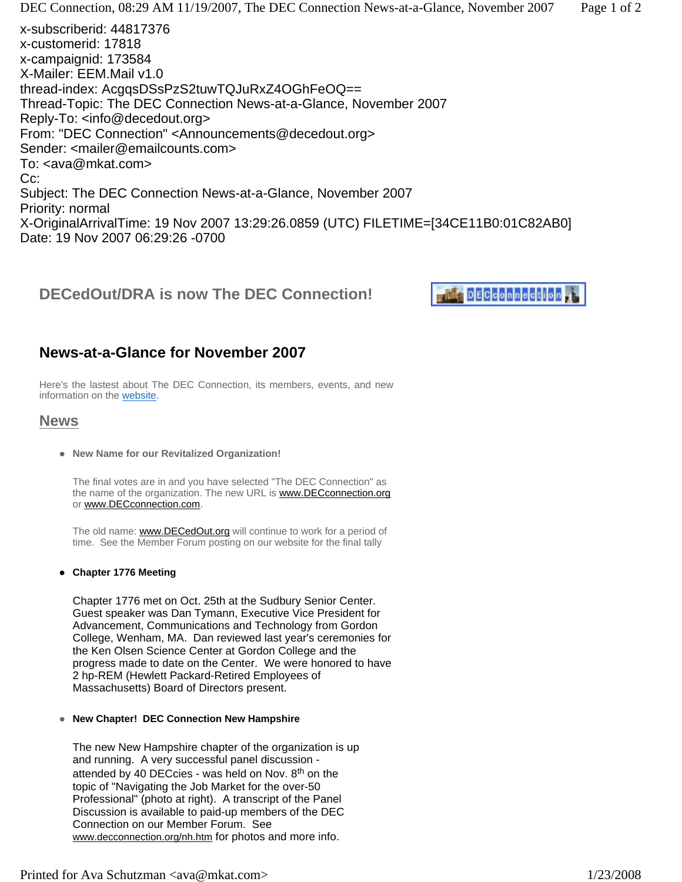x-subscriberid: 44817376
x-customerid: 17818
x-campaignid: 173584
X-Mailer: EEM.Mail v1.0
thread-index: AcgqsDSsPzS2tuwTQJuRxZ4OGhFeOQ==
Thread-Topic: The DEC Connection News-at-a-Glance, November 2007
Reply-To: <info@decedout.org>
From: "DEC Connection" <Announcements@decedout.org>
Sender: <mailer@emailcounts.com>
To: <ava@mkat.com>
Cc:
Subject: The DEC Connection News-at-a-Glance, November 2007
Priority: normal
X-OriginalArrivalTime: 19 Nov 2007 13:29:26.0859 (UTC) FILETIME=[34CE11B0:01C82AB0]
Date: 19 Nov 2007 06:29:26 -0700

## DECedOut/DRA is now The DEC Connection!

## News-at-a-Glance for November 2007

Here's the lastest about The DEC Connection, its members, events, and new information on the website.

## News

- **New Name for our Revitalized Organization!**

  The final votes are in and you have selected "The DEC Connection" as the name of the organization. The new URL is www.DECconnection.org or www.DECconnection.com.

  The old name: www.DECedOut.org will continue to work for a period of time. See the Member Forum posting on our website for the final tally

- **Chapter 1776 Meeting**

  Chapter 1776 met on Oct. 25th at the Sudbury Senior Center. Guest speaker was Dan Tymann, Executive Vice President for Advancement, Communications and Technology from Gordon College, Wenham, MA. Dan reviewed last year's ceremonies for the Ken Olsen Science Center at Gordon College and the progress made to date on the Center. We were honored to have 2 hp-REM (Hewlett Packard-Retired Employees of Massachusetts) Board of Directors present.

- **New Chapter! DEC Connection New Hampshire**

  The new New Hampshire chapter of the organization is up and running. A very successful panel discussion - attended by 40 DECcies - was held on Nov. 8th on the topic of "Navigating the Job Market for the over-50 Professional" (photo at right). A transcript of the Panel Discussion is available to paid-up members of the DEC Connection on our Member Forum. See www.decconnection.org/nh.htm for photos and more info.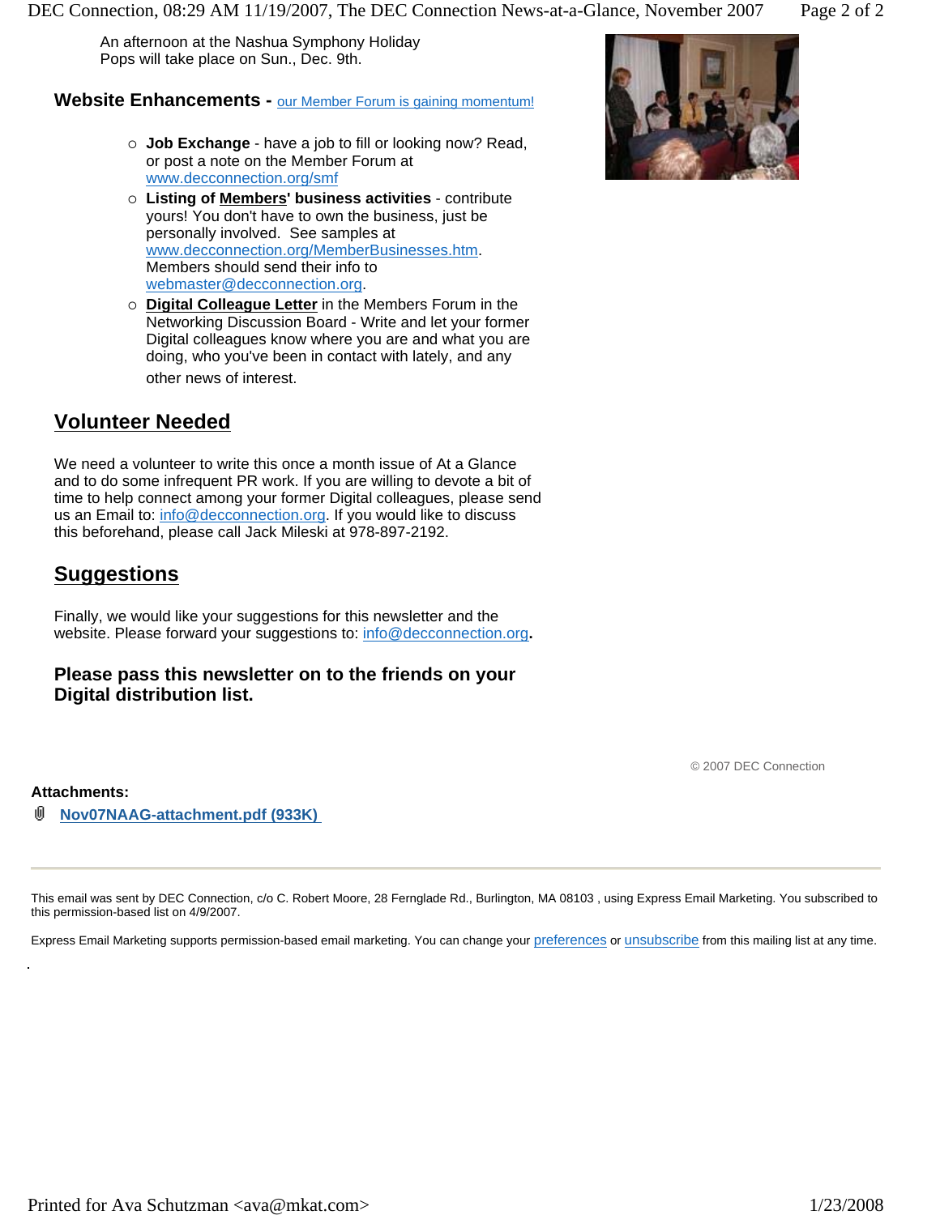An afternoon at the Nashua Symphony Holiday Pops will take place on Sun., Dec. 9th.

**Website Enhancements -** our Member Forum is gaining momentum!

- **Job Exchange** - have a job to fill or looking now? Read, or post a note on the Member Forum at www.decconnection.org/smf
- **Listing of Members' business activities** - contribute yours! You don't have to own the business, just be personally involved. See samples at www.decconnection.org/MemberBusinesses.htm. Members should send their info to webmaster@decconnection.org.
- **Digital Colleague Letter** in the Members Forum in the Networking Discussion Board - Write and let your former Digital colleagues know where you are and what you are doing, who you've been in contact with lately, and any other news of interest.

## Volunteer Needed

We need a volunteer to write this once a month issue of At a Glance and to do some infrequent PR work. If you are willing to devote a bit of time to help connect among your former Digital colleagues, please send us an Email to: info@decconnection.org. If you would like to discuss this beforehand, please call Jack Mileski at 978-897-2192.

## Suggestions

Finally, we would like your suggestions for this newsletter and the website. Please forward your suggestions to: info@decconnection.org**.**

**Please pass this newsletter on to the friends on your Digital distribution list.**

© 2007 DEC Connection

**Attachments:**

**Nov07NAAG-attachment.pdf (933K)**

This email was sent by DEC Connection, c/o C. Robert Moore, 28 Fernglade Rd., Burlington, MA 08103 , using Express Email Marketing. You subscribed to this permission-based list on 4/9/2007.

Express Email Marketing supports permission-based email marketing. You can change your preferences or unsubscribe from this mailing list at any time.